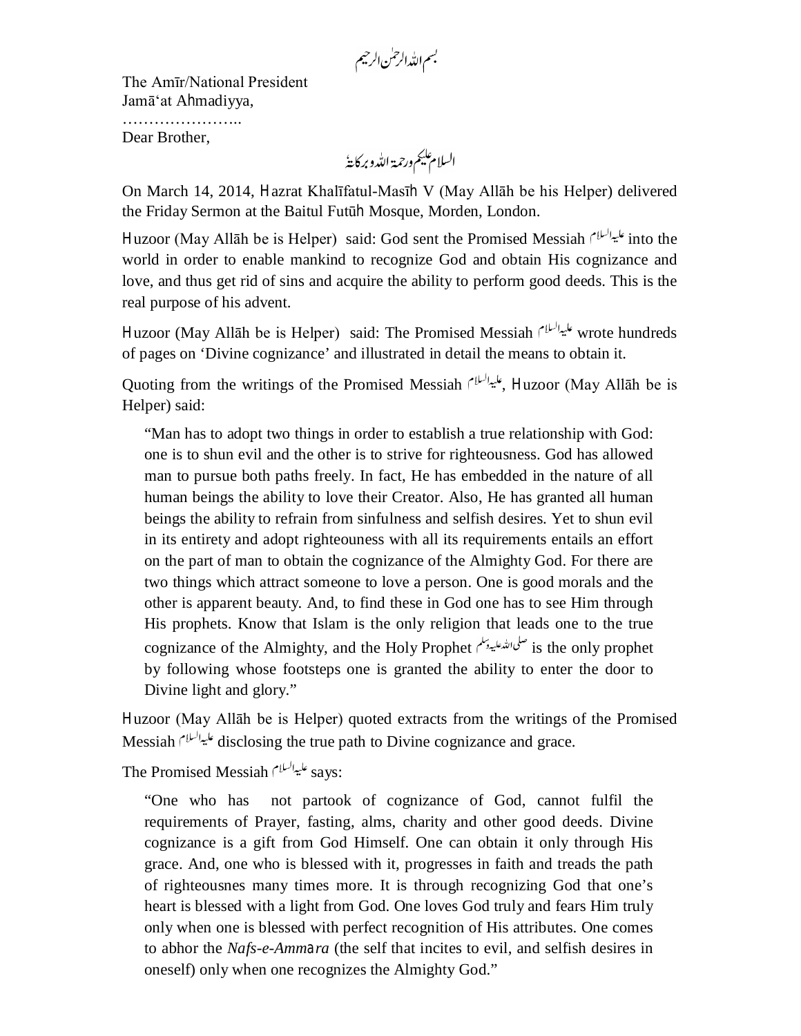بسم اللہ الرحمٰن الرحیم

The Amīr/National President
Jamā'at Aḥmadiyya,
…………………..
Dear Brother,

السلام علیکم ورحمۃ اللہ وبرکاتہٗ

On March 14, 2014, Hazrat Khalīfatul-Masīḥ V (May Allāh be his Helper) delivered the Friday Sermon at the Baitul Futūḥ Mosque, Morden, London.

Huzoor (May Allāh be is Helper) said: God sent the Promised Messiah علیہ السلام into the world in order to enable mankind to recognize God and obtain His cognizance and love, and thus get rid of sins and acquire the ability to perform good deeds. This is the real purpose of his advent.

Huzoor (May Allāh be is Helper) said: The Promised Messiah علیہ السلام wrote hundreds of pages on 'Divine cognizance' and illustrated in detail the means to obtain it.

Quoting from the writings of the Promised Messiah علیہ السلام, Huzoor (May Allāh be is Helper) said:

> "Man has to adopt two things in order to establish a true relationship with God: one is to shun evil and the other is to strive for righteousness. God has allowed man to pursue both paths freely. In fact, He has embedded in the nature of all human beings the ability to love their Creator. Also, He has granted all human beings the ability to refrain from sinfulness and selfish desires. Yet to shun evil in its entirety and adopt righteouness with all its requirements entails an effort on the part of man to obtain the cognizance of the Almighty God. For there are two things which attract someone to love a person. One is good morals and the other is apparent beauty. And, to find these in God one has to see Him through His prophets. Know that Islam is the only religion that leads one to the true cognizance of the Almighty, and the Holy Prophet صلی اللہ علیہ وسلم is the only prophet by following whose footsteps one is granted the ability to enter the door to Divine light and glory."

Huzoor (May Allāh be is Helper) quoted extracts from the writings of the Promised Messiah علیہ السلام disclosing the true path to Divine cognizance and grace.

The Promised Messiah علیہ السلام says:

> "One who has not partook of cognizance of God, cannot fulfil the requirements of Prayer, fasting, alms, charity and other good deeds. Divine cognizance is a gift from God Himself. One can obtain it only through His grace. And, one who is blessed with it, progresses in faith and treads the path of righteousnes many times more. It is through recognizing God that one's heart is blessed with a light from God. One loves God truly and fears Him truly only when one is blessed with perfect recognition of His attributes. One comes to abhor the *Nafs-e-Ammāra* (the self that incites to evil, and selfish desires in oneself) only when one recognizes the Almighty God."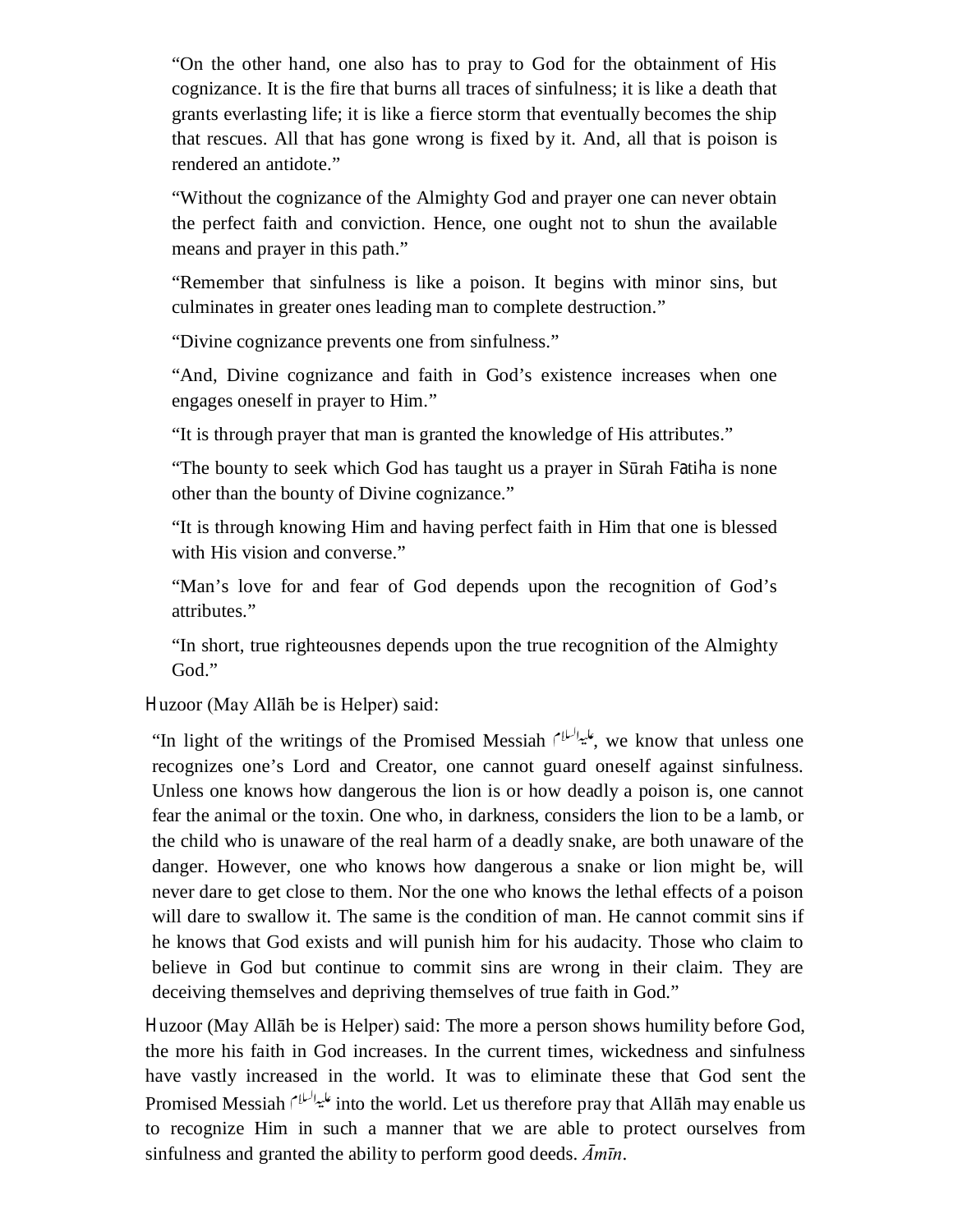"On the other hand, one also has to pray to God for the obtainment of His cognizance. It is the fire that burns all traces of sinfulness; it is like a death that grants everlasting life; it is like a fierce storm that eventually becomes the ship that rescues. All that has gone wrong is fixed by it. And, all that is poison is rendered an antidote."

"Without the cognizance of the Almighty God and prayer one can never obtain the perfect faith and conviction. Hence, one ought not to shun the available means and prayer in this path."

"Remember that sinfulness is like a poison. It begins with minor sins, but culminates in greater ones leading man to complete destruction."

"Divine cognizance prevents one from sinfulness."

"And, Divine cognizance and faith in God's existence increases when one engages oneself in prayer to Him."

"It is through prayer that man is granted the knowledge of His attributes."

"The bounty to seek which God has taught us a prayer in Sūrah Fatiha is none other than the bounty of Divine cognizance."

"It is through knowing Him and having perfect faith in Him that one is blessed with His vision and converse."

"Man's love for and fear of God depends upon the recognition of God's attributes."

"In short, true righteousnes depends upon the true recognition of the Almighty God."

Huzoor (May Allāh be is Helper) said:

"In light of the writings of the Promised Messiah عليه السلام, we know that unless one recognizes one's Lord and Creator, one cannot guard oneself against sinfulness. Unless one knows how dangerous the lion is or how deadly a poison is, one cannot fear the animal or the toxin. One who, in darkness, considers the lion to be a lamb, or the child who is unaware of the real harm of a deadly snake, are both unaware of the danger. However, one who knows how dangerous a snake or lion might be, will never dare to get close to them. Nor the one who knows the lethal effects of a poison will dare to swallow it. The same is the condition of man. He cannot commit sins if he knows that God exists and will punish him for his audacity. Those who claim to believe in God but continue to commit sins are wrong in their claim. They are deceiving themselves and depriving themselves of true faith in God."

Huzoor (May Allāh be is Helper) said: The more a person shows humility before God, the more his faith in God increases. In the current times, wickedness and sinfulness have vastly increased in the world. It was to eliminate these that God sent the Promised Messiah عليه السلام into the world. Let us therefore pray that Allāh may enable us to recognize Him in such a manner that we are able to protect ourselves from sinfulness and granted the ability to perform good deeds. *Āmīn*.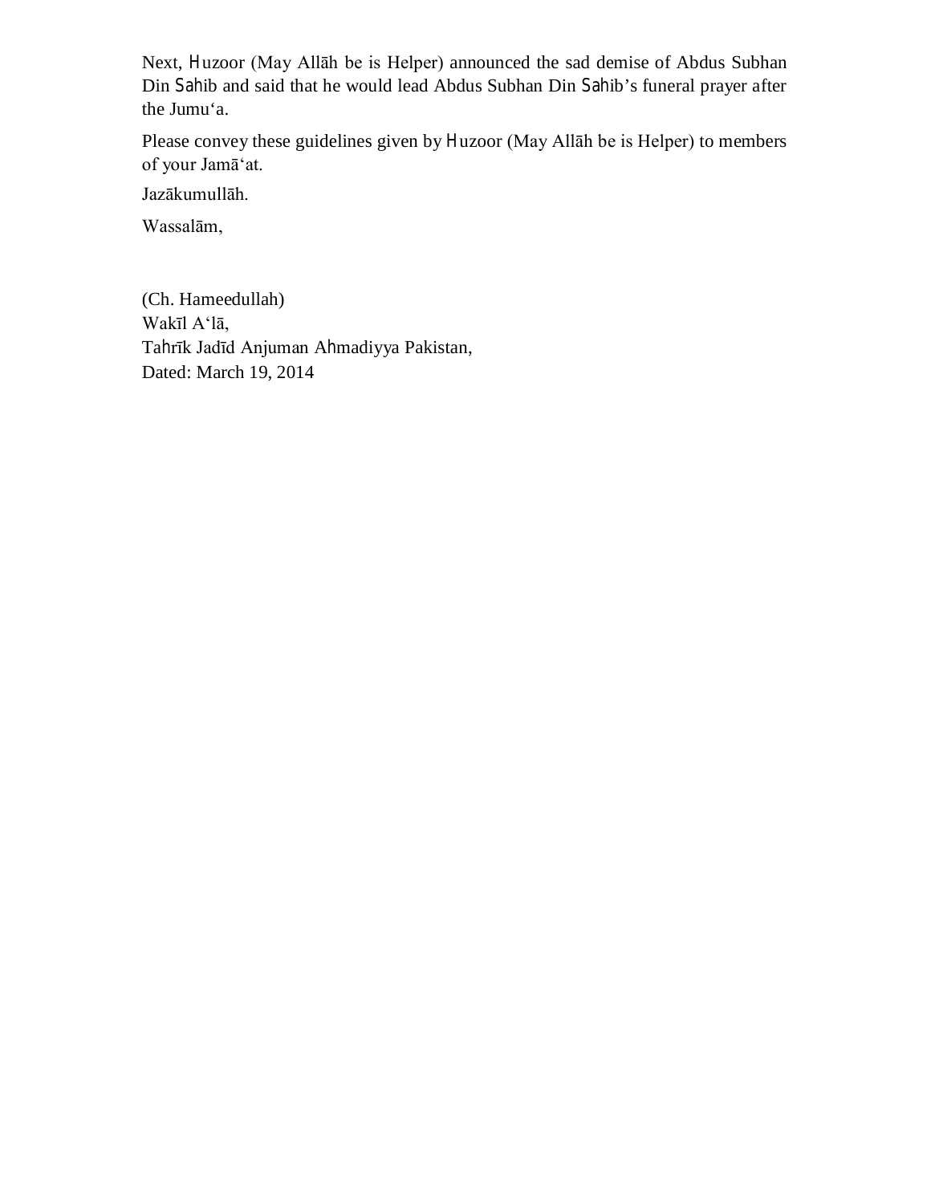Next, Huzoor (May Allāh be is Helper) announced the sad demise of Abdus Subhan Din Sahib and said that he would lead Abdus Subhan Din Sahib's funeral prayer after the Jumu'a.

Please convey these guidelines given by Huzoor (May Allāh be is Helper) to members of your Jamā'at.

Jazākumullāh.

Wassalām,

(Ch. Hameedullah)
Wakīl A'lā,
Tahrīk Jadīd Anjuman Ahmadiyya Pakistan,
Dated: March 19, 2014